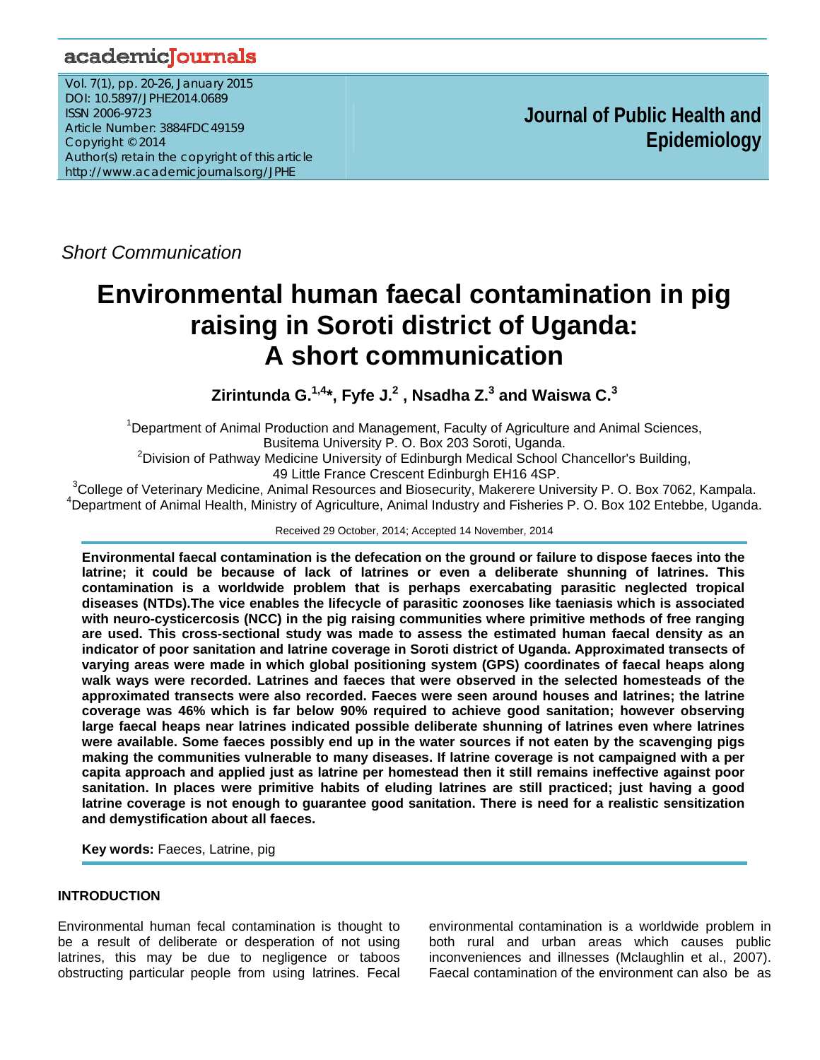*Short Communication*

# Environmental human faecal contamination in pig raising in Soroti district of Uganda: A short communication

**Zirintunda G.[1,4]*, Fyfe J.[2], Nsadha Z.[3] and Waiswa C.[3]**

[1]Department of Animal Production and Management, Faculty of Agriculture and Animal Sciences, Busitema University P. O. Box 203 Soroti, Uganda.

[2]Division of Pathway Medicine University of Edinburgh Medical School Chancellor's Building, 49 Little France Crescent Edinburgh EH16 4SP.

[3]College of Veterinary Medicine, Animal Resources and Biosecurity, Makerere University P. O. Box 7062, Kampala.

[4]Department of Animal Health, Ministry of Agriculture, Animal Industry and Fisheries P. O. Box 102 Entebbe, Uganda.

Received 29 October, 2014; Accepted 14 November, 2014

**Environmental faecal contamination is the defecation on the ground or failure to dispose faeces into the latrine; it could be because of lack of latrines or even a deliberate shunning of latrines. This contamination is a worldwide problem that is perhaps exercabating parasitic neglected tropical diseases (NTDs).The vice enables the lifecycle of parasitic zoonoses like taeniasis which is associated with neuro-cysticercosis (NCC) in the pig raising communities where primitive methods of free ranging are used. This cross-sectional study was made to assess the estimated human faecal density as an indicator of poor sanitation and latrine coverage in Soroti district of Uganda. Approximated transects of varying areas were made in which global positioning system (GPS) coordinates of faecal heaps along walk ways were recorded. Latrines and faeces that were observed in the selected homesteads of the approximated transects were also recorded. Faeces were seen around houses and latrines; the latrine coverage was 46% which is far below 90% required to achieve good sanitation; however observing large faecal heaps near latrines indicated possible deliberate shunning of latrines even where latrines were available. Some faeces possibly end up in the water sources if not eaten by the scavenging pigs making the communities vulnerable to many diseases. If latrine coverage is not campaigned with a per capita approach and applied just as latrine per homestead then it still remains ineffective against poor sanitation. In places were primitive habits of eluding latrines are still practiced; just having a good latrine coverage is not enough to guarantee good sanitation. There is need for a realistic sensitization and demystification about all faeces.**

**Key words:** Faeces, Latrine, pig

## INTRODUCTION

Environmental human fecal contamination is thought to be a result of deliberate or desperation of not using latrines, this may be due to negligence or taboos obstructing particular people from using latrines. Fecal environmental contamination is a worldwide problem in both rural and urban areas which causes public inconveniences and illnesses (Mclaughlin et al., 2007). Faecal contamination of the environment can also be as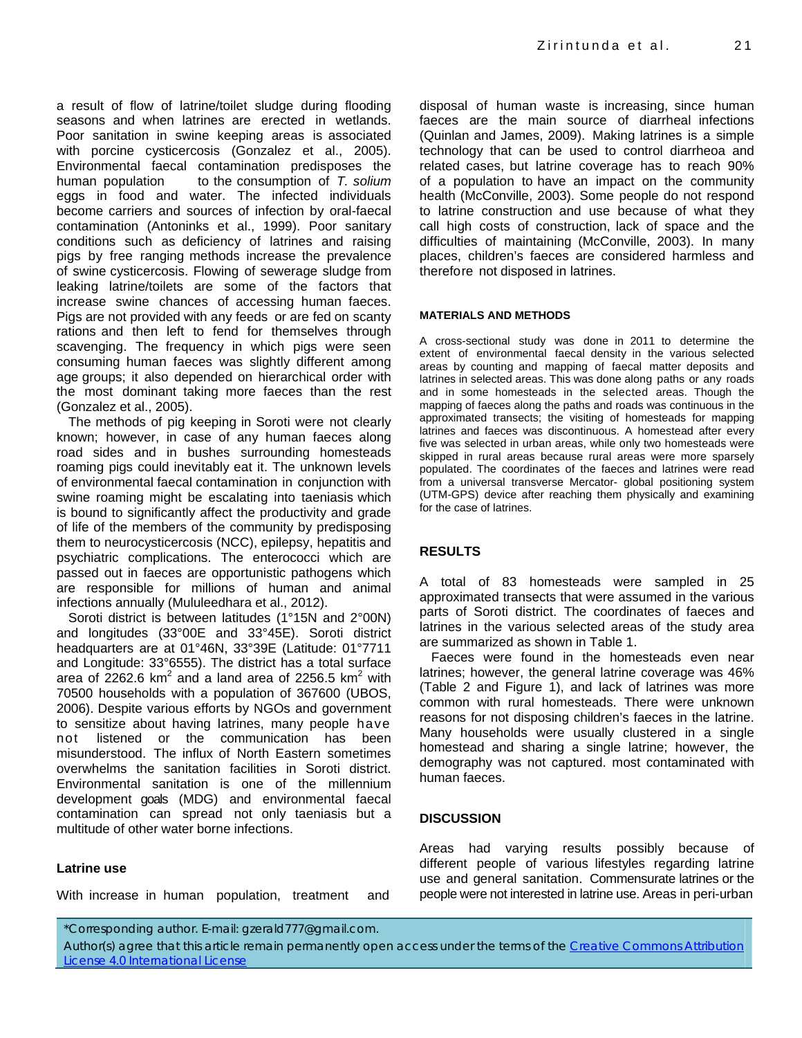a result of flow of latrine/toilet sludge during flooding seasons and when latrines are erected in wetlands. Poor sanitation in swine keeping areas is associated with porcine cysticercosis (Gonzalez et al., 2005). Environmental faecal contamination predisposes the human population to the consumption of *T. solium* eggs in food and water. The infected individuals become carriers and sources of infection by oral-faecal contamination (Antoninks et al., 1999). Poor sanitary conditions such as deficiency of latrines and raising pigs by free ranging methods increase the prevalence of swine cysticercosis. Flowing of sewerage sludge from leaking latrine/toilets are some of the factors that increase swine chances of accessing human faeces. Pigs are not provided with any feeds or are fed on scanty rations and then left to fend for themselves through scavenging. The frequency in which pigs were seen consuming human faeces was slightly different among age groups; it also depended on hierarchical order with the most dominant taking more faeces than the rest (Gonzalez et al., 2005).

The methods of pig keeping in Soroti were not clearly known; however, in case of any human faeces along road sides and in bushes surrounding homesteads roaming pigs could inevitably eat it. The unknown levels of environmental faecal contamination in conjunction with swine roaming might be escalating into taeniasis which is bound to significantly affect the productivity and grade of life of the members of the community by predisposing them to neurocysticercosis (NCC), epilepsy, hepatitis and psychiatric complications. The enterococci which are passed out in faeces are opportunistic pathogens which are responsible for millions of human and animal infections annually (Mululeedhara et al., 2012).

Soroti district is between latitudes (1°15N and 2°00N) and longitudes (33°00E and 33°45E). Soroti district headquarters are at 01°46N, 33°39E (Latitude: 01°7711 and Longitude: 33°6555). The district has a total surface area of 2262.6 km$^2$ and a land area of 2256.5 km$^2$ with 70500 households with a population of 367600 (UBOS, 2006). Despite various efforts by NGOs and government to sensitize about having latrines, many people have not listened or the communication has been misunderstood. The influx of North Eastern sometimes overwhelms the sanitation facilities in Soroti district. Environmental sanitation is one of the millennium development goals (MDG) and environmental faecal contamination can spread not only taeniasis but a multitude of other water borne infections.

### Latrine use

With increase in human population, treatment and disposal of human waste is increasing, since human faeces are the main source of diarrheal infections (Quinlan and James, 2009). Making latrines is a simple technology that can be used to control diarrheoa and related cases, but latrine coverage has to reach 90% of a population to have an impact on the community health (McConville, 2003). Some people do not respond to latrine construction and use because of what they call high costs of construction, lack of space and the difficulties of maintaining (McConville, 2003). In many places, children's faeces are considered harmless and therefore not disposed in latrines.

## MATERIALS AND METHODS

A cross-sectional study was done in 2011 to determine the extent of environmental faecal density in the various selected areas by counting and mapping of faecal matter deposits and latrines in selected areas. This was done along paths or any roads and in some homesteads in the selected areas. Though the mapping of faeces along the paths and roads was continuous in the approximated transects; the visiting of homesteads for mapping latrines and faeces was discontinuous. A homestead after every five was selected in urban areas, while only two homesteads were skipped in rural areas because rural areas were more sparsely populated. The coordinates of the faeces and latrines were read from a universal transverse Mercator- global positioning system (UTM-GPS) device after reaching them physically and examining for the case of latrines.

## RESULTS

A total of 83 homesteads were sampled in 25 approximated transects that were assumed in the various parts of Soroti district. The coordinates of faeces and latrines in the various selected areas of the study area are summarized as shown in Table 1.

Faeces were found in the homesteads even near latrines; however, the general latrine coverage was 46% (Table 2 and Figure 1), and lack of latrines was more common with rural homesteads. There were unknown reasons for not disposing children's faeces in the latrine. Many households were usually clustered in a single homestead and sharing a single latrine; however, the demography was not captured. most contaminated with human faeces.

## DISCUSSION

Areas had varying results possibly because of different people of various lifestyles regarding latrine use and general sanitation. Commensurate latrines or the people were not interested in latrine use. Areas in peri-urban

*Corresponding author. E-mail: gzerald777@gmail.com.

Author(s) agree that this article remain permanently open access under the terms of the Creative Commons Attribution License 4.0 International License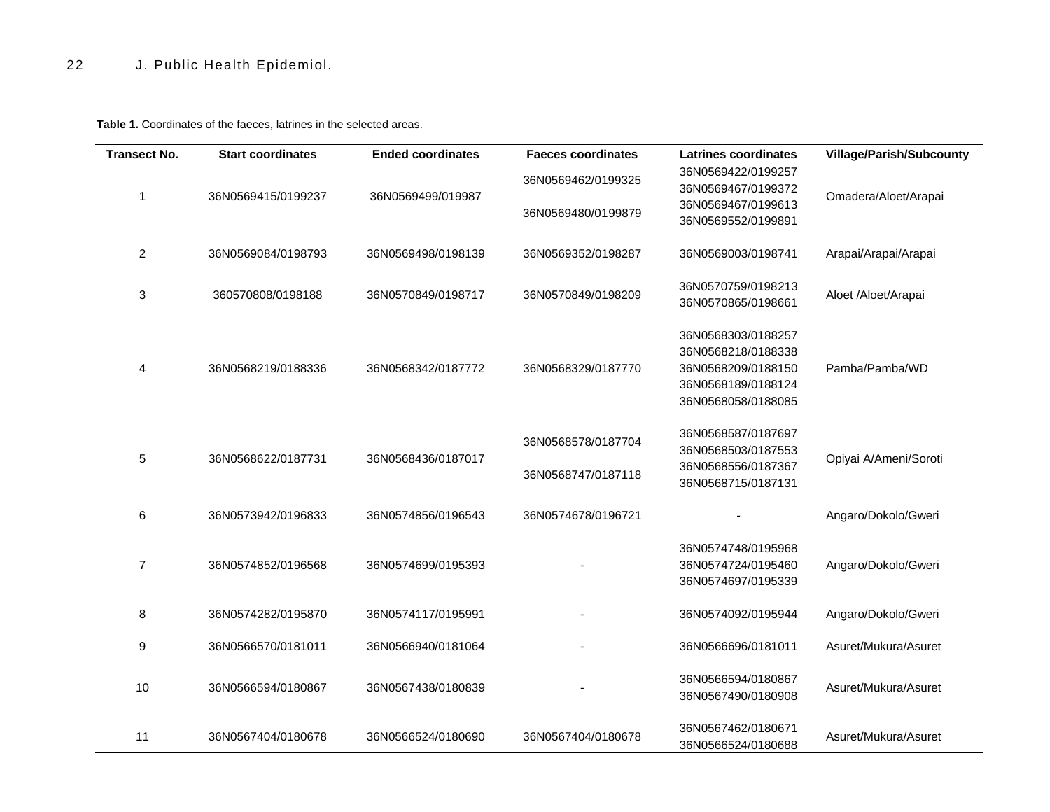**Table 1.** Coordinates of the faeces, latrines in the selected areas.

| Transect No. | Start coordinates | Ended coordinates | Faeces coordinates | Latrines coordinates | Village/Parish/Subcounty |
|---|---|---|---|---|---|
| 1 | 36N0569415/0199237 | 36N0569499/019987 | 36N0569462/0199325<br>36N0569480/0199879 | 36N0569422/0199257<br>36N0569467/0199372<br>36N0569467/0199613<br>36N0569552/0199891 | Omadera/Aloet/Arapai |
| 2 | 36N0569084/0198793 | 36N0569498/0198139 | 36N0569352/0198287 | 36N0569003/0198741 | Arapai/Arapai/Arapai |
| 3 | 360570808/0198188 | 36N0570849/0198717 | 36N0570849/0198209 | 36N0570759/0198213<br>36N0570865/0198661 | Aloet /Aloet/Arapai |
| 4 | 36N0568219/0188336 | 36N0568342/0187772 | 36N0568329/0187770 | 36N0568303/0188257<br>36N0568218/0188338<br>36N0568209/0188150<br>36N0568189/0188124<br>36N0568058/0188085 | Pamba/Pamba/WD |
| 5 | 36N0568622/0187731 | 36N0568436/0187017 | 36N0568578/0187704<br>36N0568747/0187118 | 36N0568587/0187697<br>36N0568503/0187553<br>36N0568556/0187367<br>36N0568715/0187131 | Opiyai A/Ameni/Soroti |
| 6 | 36N0573942/0196833 | 36N0574856/0196543 | 36N0574678/0196721 | - | Angaro/Dokolo/Gweri |
| 7 | 36N0574852/0196568 | 36N0574699/0195393 | - | 36N0574748/0195968<br>36N0574724/0195460<br>36N0574697/0195339 | Angaro/Dokolo/Gweri |
| 8 | 36N0574282/0195870 | 36N0574117/0195991 | - | 36N0574092/0195944 | Angaro/Dokolo/Gweri |
| 9 | 36N0566570/0181011 | 36N0566940/0181064 | - | 36N0566696/0181011 | Asuret/Mukura/Asuret |
| 10 | 36N0566594/0180867 | 36N0567438/0180839 | - | 36N0566594/0180867<br>36N0567490/0180908 | Asuret/Mukura/Asuret |
| 11 | 36N0567404/0180678 | 36N0566524/0180690 | 36N0567404/0180678 | 36N0567462/0180671<br>36N0566524/0180688 | Asuret/Mukura/Asuret |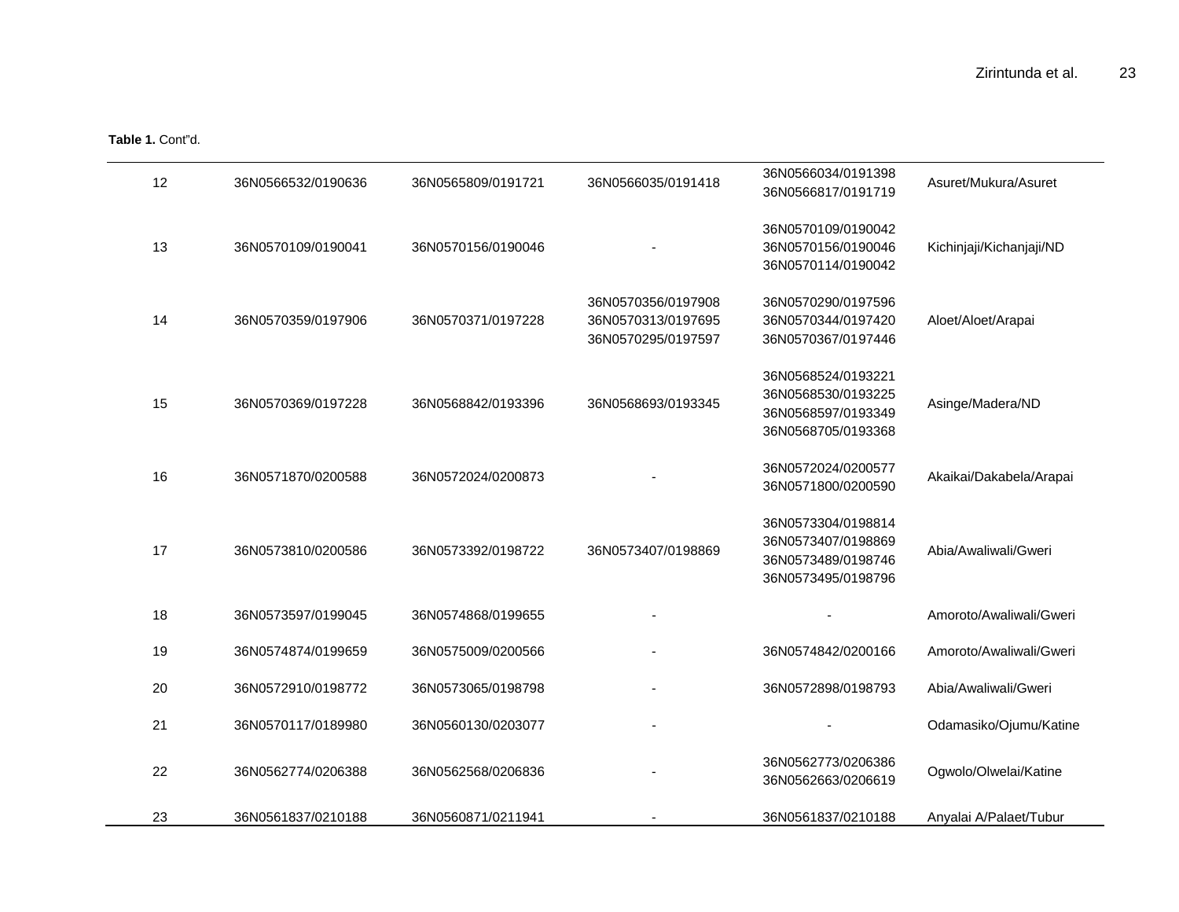**Table 1.** Cont"d.

| | | | | | |
|---|---|---|---|---|---|
| 12 | 36N0566532/0190636 | 36N0565809/0191721 | 36N0566035/0191418 | 36N0566034/0191398<br>36N0566817/0191719 | Asuret/Mukura/Asuret |
| 13 | 36N0570109/0190041 | 36N0570156/0190046 | - | 36N0570109/0190042<br>36N0570156/0190046<br>36N0570114/0190042 | Kichinjaji/Kichanjaji/ND |
| 14 | 36N0570359/0197906 | 36N0570371/0197228 | 36N0570356/0197908<br>36N0570313/0197695<br>36N0570295/0197597 | 36N0570290/0197596<br>36N0570344/0197420<br>36N0570367/0197446 | Aloet/Aloet/Arapai |
| 15 | 36N0570369/0197228 | 36N0568842/0193396 | 36N0568693/0193345 | 36N0568524/0193221<br>36N0568530/0193225<br>36N0568597/0193349<br>36N0568705/0193368 | Asinge/Madera/ND |
| 16 | 36N0571870/0200588 | 36N0572024/0200873 | - | 36N0572024/0200577<br>36N0571800/0200590 | Akaikai/Dakabela/Arapai |
| 17 | 36N0573810/0200586 | 36N0573392/0198722 | 36N0573407/0198869 | 36N0573304/0198814<br>36N0573407/0198869<br>36N0573489/0198746<br>36N0573495/0198796 | Abia/Awaliwali/Gweri |
| 18 | 36N0573597/0199045 | 36N0574868/0199655 | - | - | Amoroto/Awaliwali/Gweri |
| 19 | 36N0574874/0199659 | 36N0575009/0200566 | - | 36N0574842/0200166 | Amoroto/Awaliwali/Gweri |
| 20 | 36N0572910/0198772 | 36N0573065/0198798 | - | 36N0572898/0198793 | Abia/Awaliwali/Gweri |
| 21 | 36N0570117/0189980 | 36N0560130/0203077 | - | - | Odamasiko/Ojumu/Katine |
| 22 | 36N0562774/0206388 | 36N0562568/0206836 | - | 36N0562773/0206386<br>36N0562663/0206619 | Ogwolo/Olwelai/Katine |
| 23 | 36N0561837/0210188 | 36N0560871/0211941 | - | 36N0561837/0210188 | Anyalai A/Palaet/Tubur |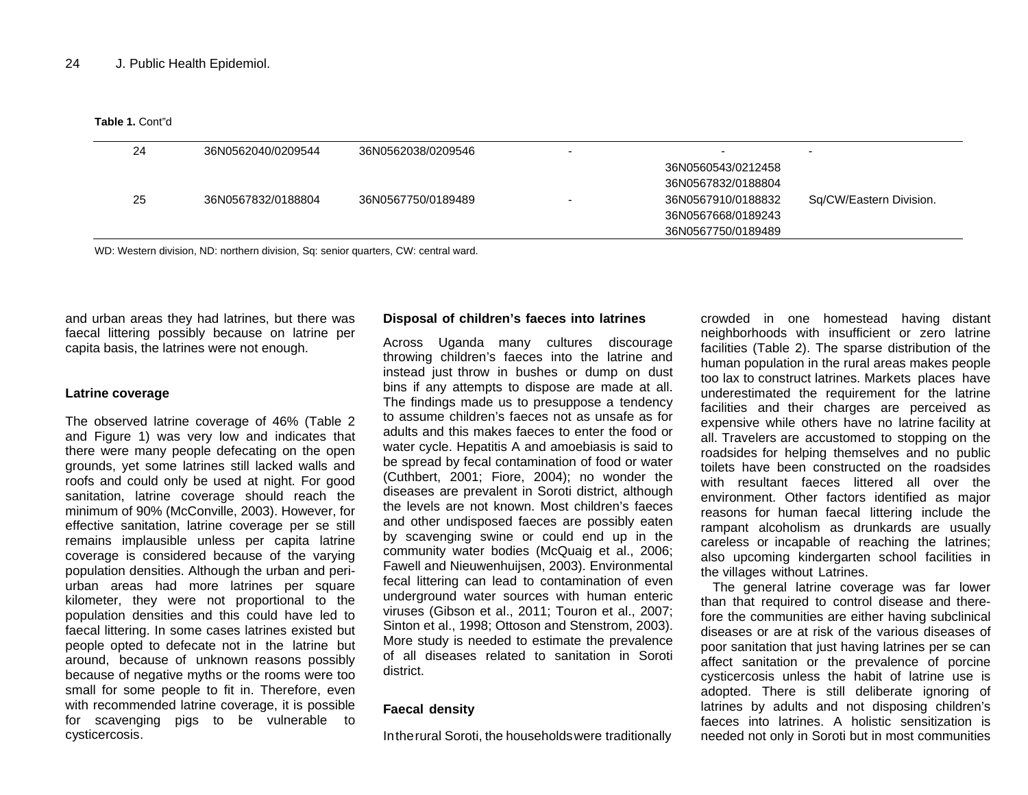**Table 1.** Cont"d

| | | | | | |
|---|---|---|---|---|---|
| 24 | 36N0562040/0209544 | 36N0562038/0209546 | - | - | - |
| 25 | 36N0567832/0188804 | 36N0567750/0189489 | - | 36N0560543/0212458<br>36N0567832/0188804<br>36N0567910/0188832<br>36N0567668/0189243<br>36N0567750/0189489 | Sq/CW/Eastern Division. |

WD: Western division, ND: northern division, Sq: senior quarters, CW: central ward.

and urban areas they had latrines, but there was faecal littering possibly because on latrine per capita basis, the latrines were not enough.

### Latrine coverage

The observed latrine coverage of 46% (Table 2 and Figure 1) was very low and indicates that there were many people defecating on the open grounds, yet some latrines still lacked walls and roofs and could only be used at night. For good sanitation, latrine coverage should reach the minimum of 90% (McConville, 2003). However, for effective sanitation, latrine coverage per se still remains implausible unless per capita latrine coverage is considered because of the varying population densities. Although the urban and peri-urban areas had more latrines per square kilometer, they were not proportional to the population densities and this could have led to faecal littering. In some cases latrines existed but people opted to defecate not in the latrine but around, because of unknown reasons possibly because of negative myths or the rooms were too small for some people to fit in. Therefore, even with recommended latrine coverage, it is possible for scavenging pigs to be vulnerable to cysticercosis.

### Disposal of children's faeces into latrines

Across Uganda many cultures discourage throwing children's faeces into the latrine and instead just throw in bushes or dump on dust bins if any attempts to dispose are made at all. The findings made us to presuppose a tendency to assume children's faeces not as unsafe as for adults and this makes faeces to enter the food or water cycle. Hepatitis A and amoebiasis is said to be spread by fecal contamination of food or water (Cuthbert, 2001; Fiore, 2004); no wonder the diseases are prevalent in Soroti district, although the levels are not known. Most children's faeces and other undisposed faeces are possibly eaten by scavenging swine or could end up in the community water bodies (McQuaig et al., 2006; Fawell and Nieuwenhuijsen, 2003). Environmental fecal littering can lead to contamination of even underground water sources with human enteric viruses (Gibson et al., 2011; Touron et al., 2007; Sinton et al., 1998; Ottoson and Stenstrom, 2003). More study is needed to estimate the prevalence of all diseases related to sanitation in Soroti district.

### Faecal density

In the rural Soroti, the households were traditionally crowded in one homestead having distant neighborhoods with insufficient or zero latrine facilities (Table 2). The sparse distribution of the human population in the rural areas makes people too lax to construct latrines. Markets places have underestimated the requirement for the latrine facilities and their charges are perceived as expensive while others have no latrine facility at all. Travelers are accustomed to stopping on the roadsides for helping themselves and no public toilets have been constructed on the roadsides with resultant faeces littered all over the environment. Other factors identified as major reasons for human faecal littering include the rampant alcoholism as drunkards are usually careless or incapable of reaching the latrines; also upcoming kindergarten school facilities in the villages without Latrines.

The general latrine coverage was far lower than that required to control disease and therefore the communities are either having subclinical diseases or are at risk of the various diseases of poor sanitation that just having latrines per se can affect sanitation or the prevalence of porcine cysticercosis unless the habit of latrine use is adopted. There is still deliberate ignoring of latrines by adults and not disposing children's faeces into latrines. A holistic sensitization is needed not only in Soroti but in most communities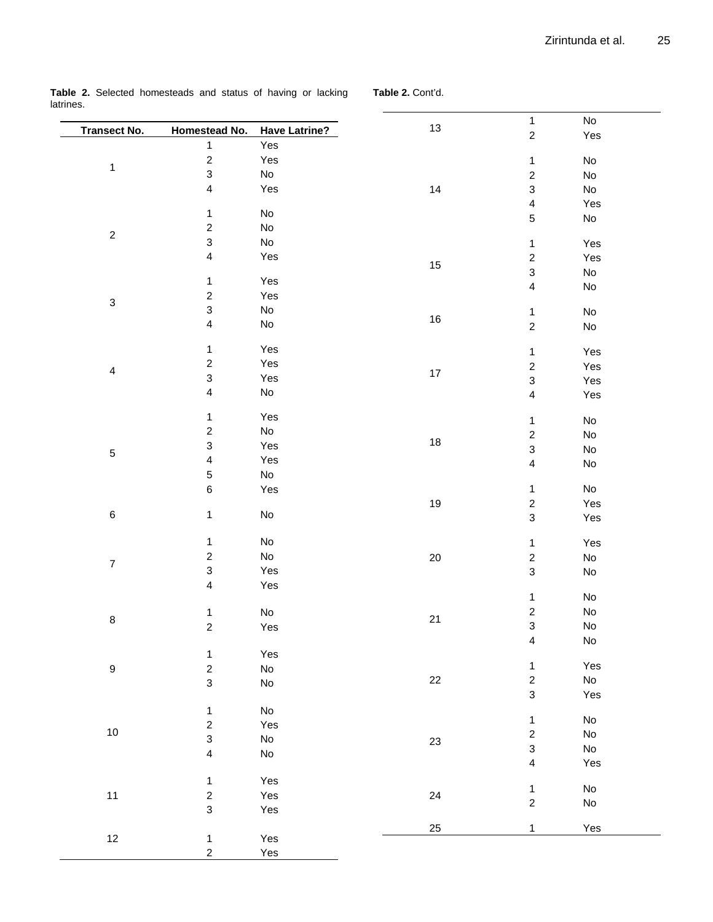**Table 2.** Selected homesteads and status of having or lacking latrines.

| Transect No. | Homestead No. | Have Latrine? |
|---|---|---|
| 1 | 1 | Yes |
| | 2 | Yes |
| | 3 | No |
| | 4 | Yes |
| 2 | 1 | No |
| | 2 | No |
| | 3 | No |
| | 4 | Yes |
| 3 | 1 | Yes |
| | 2 | Yes |
| | 3 | No |
| | 4 | No |
| 4 | 1 | Yes |
| | 2 | Yes |
| | 3 | Yes |
| | 4 | No |
| 5 | 1 | Yes |
| | 2 | No |
| | 3 | Yes |
| | 4 | Yes |
| | 5 | No |
| | 6 | Yes |
| 6 | 1 | No |
| 7 | 1 | No |
| | 2 | No |
| | 3 | Yes |
| | 4 | Yes |
| 8 | 1 | No |
| | 2 | Yes |
| 9 | 1 | Yes |
| | 2 | No |
| | 3 | No |
| 10 | 1 | No |
| | 2 | Yes |
| | 3 | No |
| | 4 | No |
| 11 | 1 | Yes |
| | 2 | Yes |
| | 3 | Yes |
| 12 | 1 | Yes |
| | 2 | Yes |
| 13 | 1 | No |
| | 2 | Yes |
| 14 | 1 | No |
| | 2 | No |
| | 3 | No |
| | 4 | Yes |
| | 5 | No |
| 15 | 1 | Yes |
| | 2 | Yes |
| | 3 | No |
| | 4 | No |
| 16 | 1 | No |
| | 2 | No |
| 17 | 1 | Yes |
| | 2 | Yes |
| | 3 | Yes |
| | 4 | Yes |
| 18 | 1 | No |
| | 2 | No |
| | 3 | No |
| | 4 | No |
| 19 | 1 | No |
| | 2 | Yes |
| | 3 | Yes |
| 20 | 1 | Yes |
| | 2 | No |
| | 3 | No |
| 21 | 1 | No |
| | 2 | No |
| | 3 | No |
| | 4 | No |
| 22 | 1 | Yes |
| | 2 | No |
| | 3 | Yes |
| 23 | 1 | No |
| | 2 | No |
| | 3 | No |
| | 4 | Yes |
| 24 | 1 | No |
| | 2 | No |
| 25 | 1 | Yes |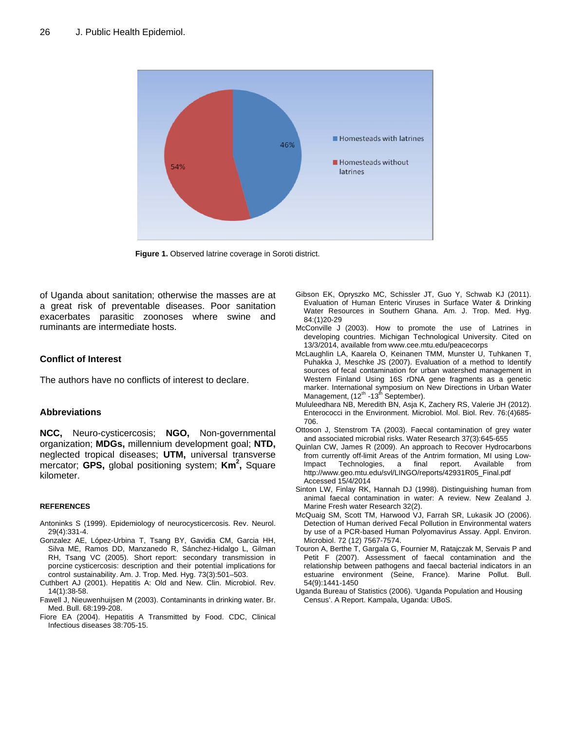46%

54%

Homesteads with latrines

Homesteads without latrines

**Figure 1.** Observed latrine coverage in Soroti district.

of Uganda about sanitation; otherwise the masses are at a great risk of preventable diseases. Poor sanitation exacerbates parasitic zoonoses where swine and ruminants are intermediate hosts.

## Conflict of Interest

The authors have no conflicts of interest to declare.

## Abbreviations

**NCC,** Neuro-cysticercosis; **NGO,** Non-governmental organization; **MDGs,** millennium development goal; **NTD,** neglected tropical diseases; **UTM,** universal transverse mercator; **GPS,** global positioning system; **Km$^2$,** Square kilometer.

## REFERENCES

Antoninks S (1999). Epidemiology of neurocysticercosis. Rev. Neurol. 29(4):331-4.

Gonzalez AE, López-Urbina T, Tsang BY, Gavidia CM, Garcia HH, Silva ME, Ramos DD, Manzanedo R, Sánchez-Hidalgo L, Gilman RH, Tsang VC (2005). Short report: secondary transmission in porcine cysticercosis: description and their potential implications for control sustainability. Am. J. Trop. Med. Hyg. 73(3):501–503.

Cuthbert AJ (2001). Hepatitis A: Old and New. Clin. Microbiol. Rev. 14(1):38-58.

Fawell J, Nieuwenhuijsen M (2003). Contaminants in drinking water. Br. Med. Bull. 68:199-208.

Fiore EA (2004). Hepatitis A Transmitted by Food. CDC, Clinical Infectious diseases 38:705-15.

Gibson EK, Opryszko MC, Schissler JT, Guo Y, Schwab KJ (2011). Evaluation of Human Enteric Viruses in Surface Water & Drinking Water Resources in Southern Ghana. Am. J. Trop. Med. Hyg. 84:(1)20-29

McConville J (2003). How to promote the use of Latrines in developing countries. Michigan Technological University. Cited on 13/3/2014, available from www.cee.mtu.edu/peacecorps

McLaughlin LA, Kaarela O, Keinanen TMM, Munster U, Tuhkanen T, Puhakka J, Meschke JS (2007). Evaluation of a method to Identify sources of fecal contamination for urban watershed management in Western Finland Using 16S rDNA gene fragments as a genetic marker. International symposium on New Directions in Urban Water Management, (12th -13th September).

Mululeedhara NB, Meredith BN, Asja K, Zachery RS, Valerie JH (2012). Enterococci in the Environment. Microbiol. Mol. Biol. Rev. 76:(4)685-706.

Ottoson J, Stenstrom TA (2003). Faecal contamination of grey water and associated microbial risks. Water Research 37(3):645-655

Quinlan CW, James R (2009). An approach to Recover Hydrocarbons from currently off-limit Areas of the Antrim formation, MI using Low-Impact Technologies, a final report. Available from http://www.geo.mtu.edu/svl/LINGO/reports/42931R05_Final.pdf Accessed 15/4/2014

Sinton LW, Finlay RK, Hannah DJ (1998). Distinguishing human from animal faecal contamination in water: A review. New Zealand J. Marine Fresh water Research 32(2).

McQuaig SM, Scott TM, Harwood VJ, Farrah SR, Lukasik JO (2006). Detection of Human derived Fecal Pollution in Environmental waters by use of a PCR-based Human Polyomavirus Assay. Appl. Environ. Microbiol. 72 (12) 7567-7574.

Touron A, Berthe T, Gargala G, Fournier M, Ratajczak M, Servais P and Petit F (2007). Assessment of faecal contamination and the relationship between pathogens and faecal bacterial indicators in an estuarine environment (Seine, France). Marine Pollut. Bull. 54(9):1441-1450

Uganda Bureau of Statistics (2006). 'Uganda Population and Housing Census'. A Report. Kampala, Uganda: UBoS.